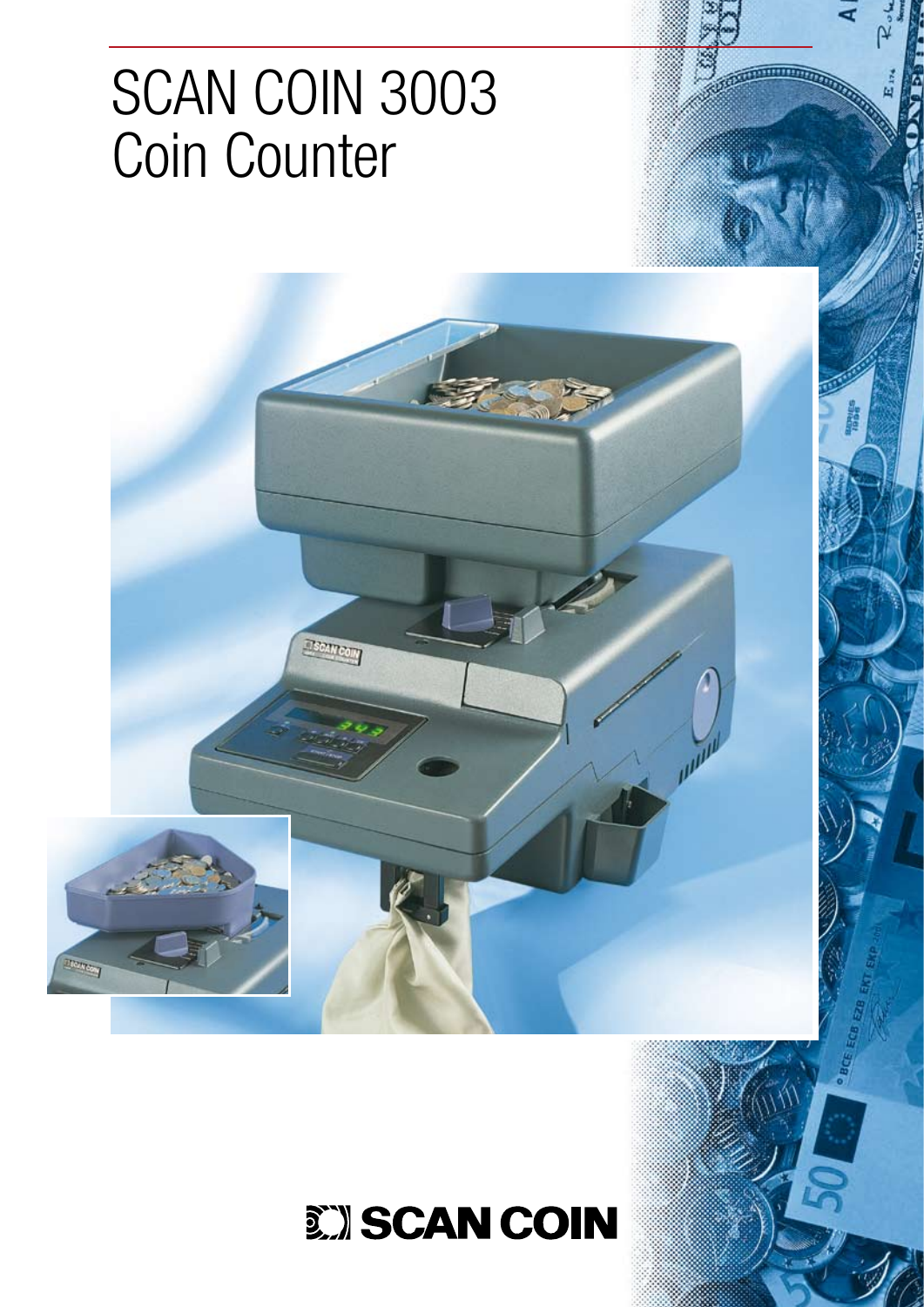# SCAN COIN 3003
# Coin Counter

SCAN COIN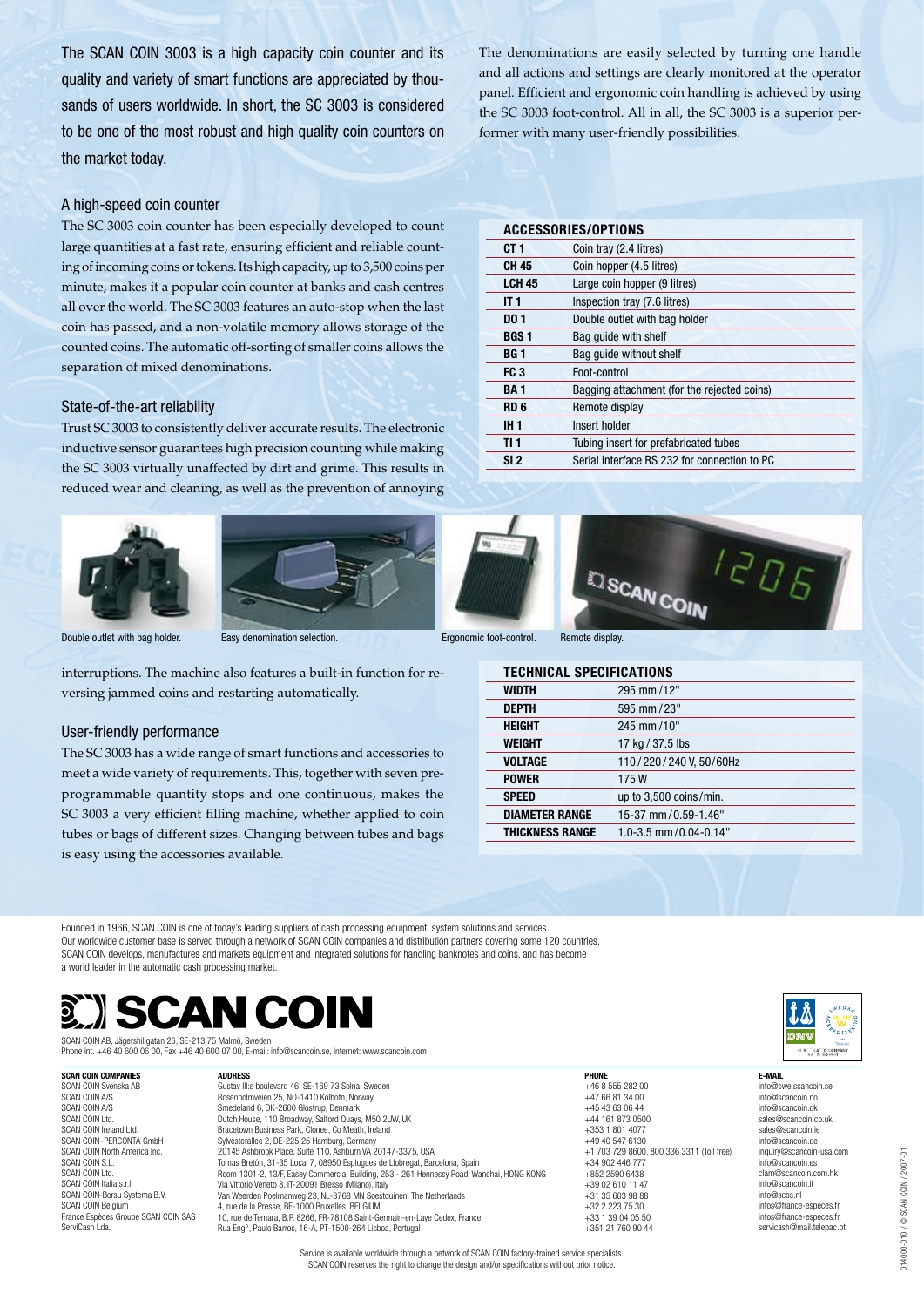The SCAN COIN 3003 is a high capacity coin counter and its quality and variety of smart functions are appreciated by thousands of users worldwide. In short, the SC 3003 is considered to be one of the most robust and high quality coin counters on the market today.

The denominations are easily selected by turning one handle and all actions and settings are clearly monitored at the operator panel. Efficient and ergonomic coin handling is achieved by using the SC 3003 foot-control. All in all, the SC 3003 is a superior performer with many user-friendly possibilities.

## A high-speed coin counter

The SC 3003 coin counter has been especially developed to count large quantities at a fast rate, ensuring efficient and reliable counting of incoming coins or tokens. Its high capacity, up to 3,500 coins per minute, makes it a popular coin counter at banks and cash centres all over the world. The SC 3003 features an auto-stop when the last coin has passed, and a non-volatile memory allows storage of the counted coins. The automatic off-sorting of smaller coins allows the separation of mixed denominations.

## State-of-the-art reliability

Trust SC 3003 to consistently deliver accurate results. The electronic inductive sensor guarantees high precision counting while making the SC 3003 virtually unaffected by dirt and grime. This results in reduced wear and cleaning, as well as the prevention of annoying interruptions. The machine also features a built-in function for reversing jammed coins and restarting automatically.

## User-friendly performance

The SC 3003 has a wide range of smart functions and accessories to meet a wide variety of requirements. This, together with seven pre-programmable quantity stops and one continuous, makes the SC 3003 a very efficient filling machine, whether applied to coin tubes or bags of different sizes. Changing between tubes and bags is easy using the accessories available.

| ACCESSORIES/OPTIONS | |
|---|---|
| CT 1 | Coin tray (2.4 litres) |
| CH 45 | Coin hopper (4.5 litres) |
| LCH 45 | Large coin hopper (9 litres) |
| IT 1 | Inspection tray (7.6 litres) |
| DO 1 | Double outlet with bag holder |
| BGS 1 | Bag guide with shelf |
| BG 1 | Bag guide without shelf |
| FC 3 | Foot-control |
| BA 1 | Bagging attachment (for the rejected coins) |
| RD 6 | Remote display |
| IH 1 | Insert holder |
| TI 1 | Tubing insert for prefabricated tubes |
| SI 2 | Serial interface RS 232 for connection to PC |

Double outlet with bag holder.

Easy denomination selection.

Ergonomic foot-control.

Remote display.

| TECHNICAL SPECIFICATIONS | |
|---|---|
| WIDTH | 295 mm /12" |
| DEPTH | 595 mm /23" |
| HEIGHT | 245 mm /10" |
| WEIGHT | 17 kg / 37.5 lbs |
| VOLTAGE | 110 / 220 / 240 V, 50/60Hz |
| POWER | 175 W |
| SPEED | up to 3,500 coins/min. |
| DIAMETER RANGE | 15-37 mm /0.59-1.46" |
| THICKNESS RANGE | 1.0-3.5 mm /0.04-0.14" |

Founded in 1966, SCAN COIN is one of today's leading suppliers of cash processing equipment, system solutions and services. Our worldwide customer base is served through a network of SCAN COIN companies and distribution partners covering some 120 countries. SCAN COIN develops, manufactures and markets equipment and integrated solutions for handling banknotes and coins, and has become a world leader in the automatic cash processing market.

**SCAN COIN**

SCAN COIN AB, Jägershillgatan 26, SE-213 75 Malmö, Sweden
Phone int. +46 40 600 06 00, Fax +46 40 600 07 00, E-mail: info@scancoin.se, Internet: www.scancoin.com

| SCAN COIN COMPANIES | ADDRESS | PHONE | E-MAIL |
|---|---|---|---|
| SCAN COIN Svenska AB | Gustav III:s boulevard 46, SE-169 73 Solna, Sweden | +46 8 555 282 00 | info@swe.scancoin.se |
| SCAN COIN A/S | Rosenholmveien 25, NO-1410 Kolbotn, Norway | +47 66 81 34 00 | info@scancoin.no |
| SCAN COIN A/S | Smedeland 6, DK-2600 Glostrup, Denmark | +45 43 63 06 44 | info@scancoin.dk |
| SCAN COIN Ltd. | Dutch House, 110 Broadway, Salford Quays, M50 2UW, UK | +44 161 873 0500 | sales@scancoin.co.uk |
| SCAN COIN Ireland Ltd. | Bracetown Business Park, Clonee, Co Meath, Ireland | +353 1 801 4077 | sales@scancoin.ie |
| SCAN COIN - PERCONTA GmbH | Sylvesterallee 2, DE-225 25 Hamburg, Germany | +49 40 547 6130 | info@scancoin.de |
| SCAN COIN North America Inc. | 20145 Ashbrook Place, Suite 110, Ashburn VA 20147-3375, USA | +1 703 729 8600, 800 336 3311 (Toll free) | inquiry@scancoin-usa.com |
| SCAN COIN S.L. | Tomas Bretón, 31-35 Local 7, 08950 Esplugues de Llobregat, Barcelona, Spain | +34 902 446 777 | info@scancoin.es |
| SCAN COIN Ltd. | Room 1301-2, 13/F, Easey Commercial Building, 253 - 261 Hennessy Road, Wanchai, HONG KONG | +852 2590 6438 | clam@scancoin.com.hk |
| SCAN COIN Italia s.r.l. | Via Vittorio Veneto 8, IT-20091 Bresso (Milano), Italy | +39 02 610 11 47 | info@scancoin.it |
| SCAN COIN-Borsu Systema B.V. | Van Weerden Poelmanweg 23, NL-3768 MN Soestduinen, The Netherlands | +31 35 603 98 88 | info@scbs.nl |
| SCAN COIN Belgium | 4, rue de la Presse, BE-1000 Bruxelles, BELGIUM | +32 2 223 75 30 | infos@france-especes.fr |
| France Espèces Groupe SCAN COIN SAS | 10, rue de Temara, B.P. 8266, FR-78108 Saint-Germain-en-Laye Cedex, France | +33 1 39 04 05 50 | infos@france-especes.fr |
| ServiCash Lda. | Rua Engº, Paulo Barros, 16-A, PT-1500-264 Lisboa, Portugal | +351 21 760 90 44 | servicash@mail.telepac.pt |

Service is available worldwide through a network of SCAN COIN factory-trained service specialists.
SCAN COIN reserves the right to change the design and/or specifications without prior notice.

014000-010 / © SCAN COIN / 2007-01